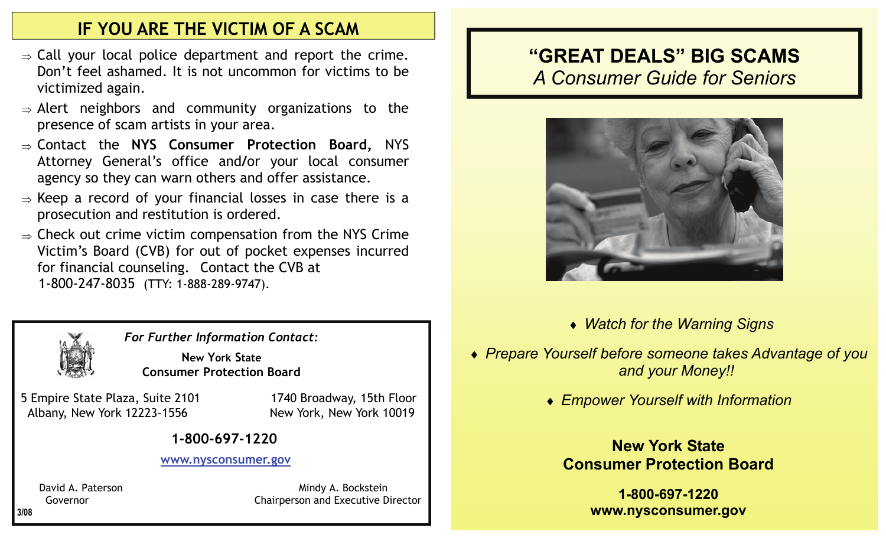## IF YOU ARE THE VICTIM OF A SCAM

- ⇒ Call your local police department and report the crime. Don't feel ashamed. It is not uncommon for victims to be victimized again.
- ⇒ Alert neighbors and community organizations to the presence of scam artists in your area.
- ⇒ Contact the **NYS Consumer Protection Board,** NYS Attorney General's office and/or your local consumer agency so they can warn others and offer assistance.
- ⇒ Keep a record of your financial losses in case there is a prosecution and restitution is ordered.
- ⇒ Check out crime victim compensation from the NYS Crime Victim's Board (CVB) for out of pocket expenses incurred for financial counseling. Contact the CVB at 1-800-247-8035 (TTY: 1-888-289-9747).

***For Further Information Contact:***

**New York State**
**Consumer Protection Board**

5 Empire State Plaza, Suite 2101
Albany, New York 12223-1556

1740 Broadway, 15th Floor
New York, New York 10019

**1-800-697-1220**

**www.nysconsumer.gov**

David A. Paterson
Governor

Mindy A. Bockstein
Chairperson and Executive Director

**3/08**

# "GREAT DEALS" BIG SCAMS

## *A Consumer Guide for Seniors*

- ♦ *Watch for the Warning Signs*
- ♦ *Prepare Yourself before someone takes Advantage of you and your Money!!*
- ♦ *Empower Yourself with Information*

**New York State**
**Consumer Protection Board**

**1-800-697-1220**
**www.nysconsumer.gov**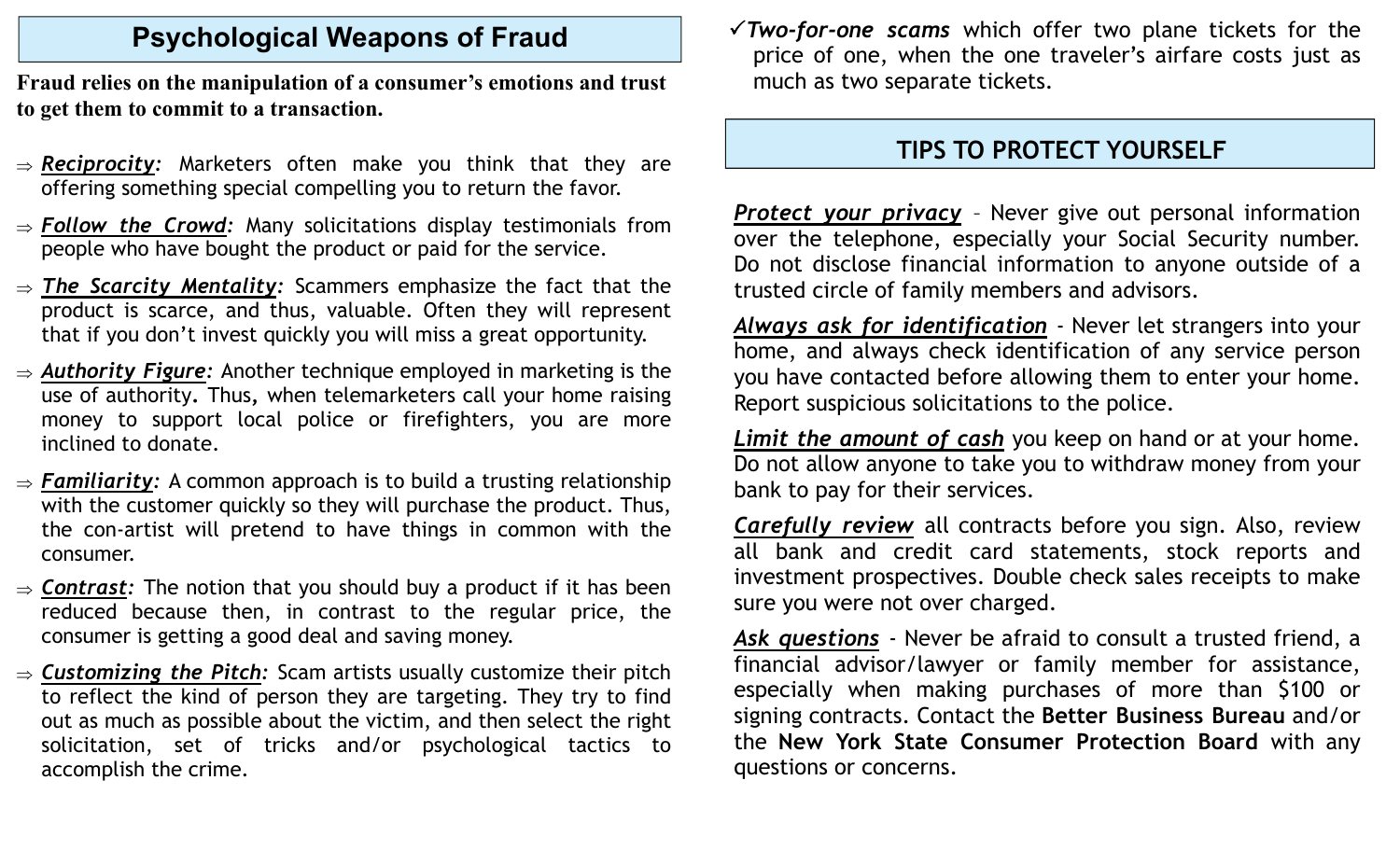## Psychological Weapons of Fraud

**Fraud relies on the manipulation of a consumer's emotions and trust to get them to commit to a transaction.**

⇒ ***Reciprocity:*** Marketers often make you think that they are offering something special compelling you to return the favor.

⇒ ***Follow the Crowd:*** Many solicitations display testimonials from people who have bought the product or paid for the service.

⇒ ***The Scarcity Mentality:*** Scammers emphasize the fact that the product is scarce, and thus, valuable. Often they will represent that if you don't invest quickly you will miss a great opportunity.

⇒ ***Authority Figure:*** Another technique employed in marketing is the use of authority. Thus, when telemarketers call your home raising money to support local police or firefighters, you are more inclined to donate.

⇒ ***Familiarity:*** A common approach is to build a trusting relationship with the customer quickly so they will purchase the product. Thus, the con-artist will pretend to have things in common with the consumer.

⇒ ***Contrast:*** The notion that you should buy a product if it has been reduced because then, in contrast to the regular price, the consumer is getting a good deal and saving money.

⇒ ***Customizing the Pitch:*** Scam artists usually customize their pitch to reflect the kind of person they are targeting. They try to find out as much as possible about the victim, and then select the right solicitation, set of tricks and/or psychological tactics to accomplish the crime.

✓***Two-for-one scams*** which offer two plane tickets for the price of one, when the one traveler's airfare costs just as much as two separate tickets.

## TIPS TO PROTECT YOURSELF

***Protect your privacy*** – Never give out personal information over the telephone, especially your Social Security number. Do not disclose financial information to anyone outside of a trusted circle of family members and advisors.

***Always ask for identification*** - Never let strangers into your home, and always check identification of any service person you have contacted before allowing them to enter your home. Report suspicious solicitations to the police.

***Limit the amount of cash*** you keep on hand or at your home. Do not allow anyone to take you to withdraw money from your bank to pay for their services.

***Carefully review*** all contracts before you sign. Also, review all bank and credit card statements, stock reports and investment prospectives. Double check sales receipts to make sure you were not over charged.

***Ask questions*** - Never be afraid to consult a trusted friend, a financial advisor/lawyer or family member for assistance, especially when making purchases of more than $100 or signing contracts. Contact the **Better Business Bureau** and/or the **New York State Consumer Protection Board** with any questions or concerns.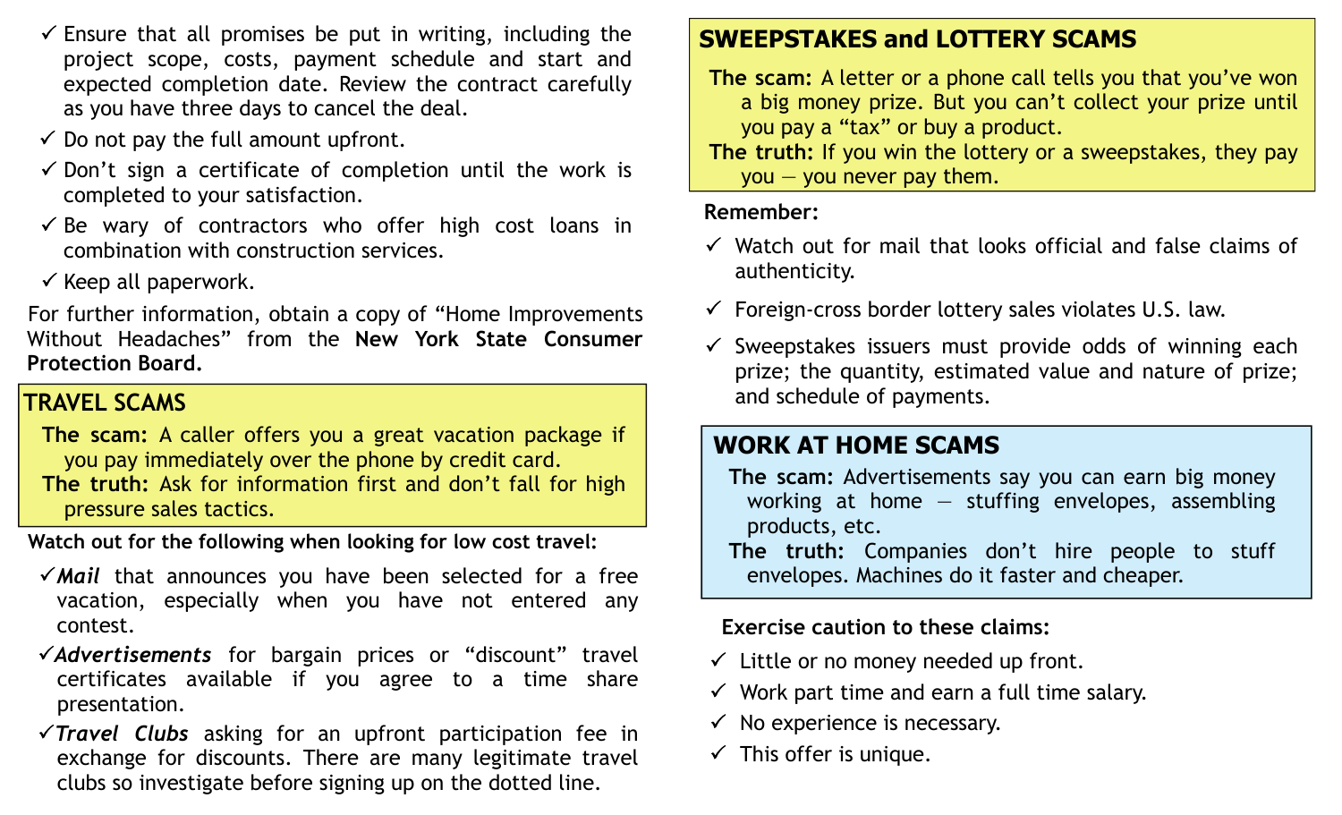- ✓ Ensure that all promises be put in writing, including the project scope, costs, payment schedule and start and expected completion date. Review the contract carefully as you have three days to cancel the deal.
- ✓ Do not pay the full amount upfront.
- ✓ Don't sign a certificate of completion until the work is completed to your satisfaction.
- ✓ Be wary of contractors who offer high cost loans in combination with construction services.
- ✓ Keep all paperwork.

For further information, obtain a copy of "Home Improvements Without Headaches" from the **New York State Consumer Protection Board.**

## TRAVEL SCAMS

**The scam:** A caller offers you a great vacation package if you pay immediately over the phone by credit card.

**The truth:** Ask for information first and don't fall for high pressure sales tactics.

**Watch out for the following when looking for low cost travel:**

- ✓ ***Mail*** that announces you have been selected for a free vacation, especially when you have not entered any contest.
- ✓ ***Advertisements*** for bargain prices or "discount" travel certificates available if you agree to a time share presentation.
- ✓ ***Travel Clubs*** asking for an upfront participation fee in exchange for discounts. There are many legitimate travel clubs so investigate before signing up on the dotted line.

## SWEEPSTAKES and LOTTERY SCAMS

**The scam:** A letter or a phone call tells you that you've won a big money prize. But you can't collect your prize until you pay a "tax" or buy a product.

**The truth:** If you win the lottery or a sweepstakes, they pay you — you never pay them.

**Remember:**

- ✓ Watch out for mail that looks official and false claims of authenticity.
- ✓ Foreign-cross border lottery sales violates U.S. law.
- ✓ Sweepstakes issuers must provide odds of winning each prize; the quantity, estimated value and nature of prize; and schedule of payments.

## WORK AT HOME SCAMS

**The scam:** Advertisements say you can earn big money working at home — stuffing envelopes, assembling products, etc.

**The truth:** Companies don't hire people to stuff envelopes. Machines do it faster and cheaper.

**Exercise caution to these claims:**

- ✓ Little or no money needed up front.
- ✓ Work part time and earn a full time salary.
- ✓ No experience is necessary.
- ✓ This offer is unique.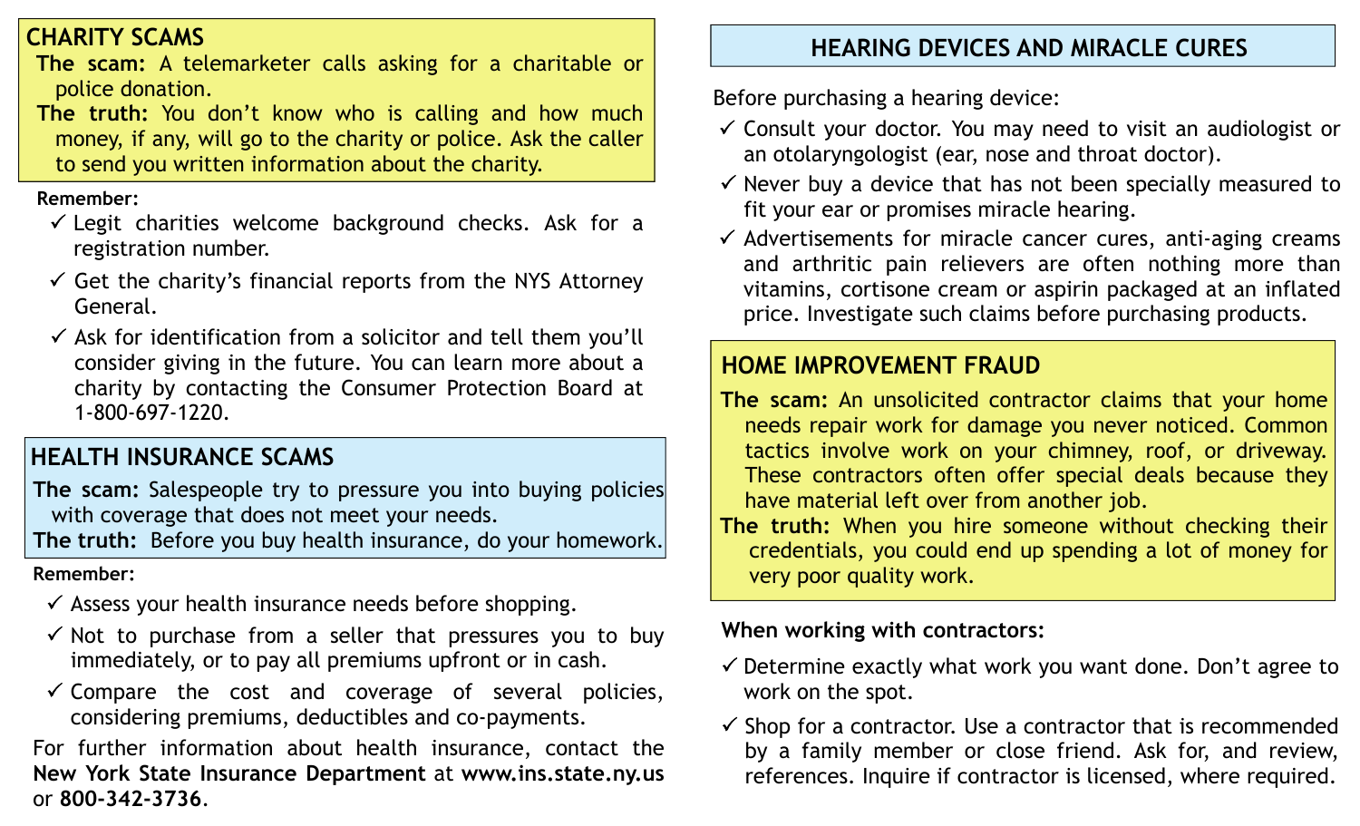## CHARITY SCAMS

**The scam:** A telemarketer calls asking for a charitable or police donation.

**The truth:** You don't know who is calling and how much money, if any, will go to the charity or police. Ask the caller to send you written information about the charity.

**Remember:**

- ✓ Legit charities welcome background checks. Ask for a registration number.
- ✓ Get the charity's financial reports from the NYS Attorney General.
- ✓ Ask for identification from a solicitor and tell them you'll consider giving in the future. You can learn more about a charity by contacting the Consumer Protection Board at 1-800-697-1220.

## HEALTH INSURANCE SCAMS

**The scam:** Salespeople try to pressure you into buying policies with coverage that does not meet your needs.

**The truth:** Before you buy health insurance, do your homework.

**Remember:**

- ✓ Assess your health insurance needs before shopping.
- ✓ Not to purchase from a seller that pressures you to buy immediately, or to pay all premiums upfront or in cash.
- ✓ Compare the cost and coverage of several policies, considering premiums, deductibles and co-payments.

For further information about health insurance, contact the **New York State Insurance Department** at **www.ins.state.ny.us** or **800-342-3736**.

## HEARING DEVICES AND MIRACLE CURES

Before purchasing a hearing device:

- ✓ Consult your doctor. You may need to visit an audiologist or an otolaryngologist (ear, nose and throat doctor).
- ✓ Never buy a device that has not been specially measured to fit your ear or promises miracle hearing.
- ✓ Advertisements for miracle cancer cures, anti-aging creams and arthritic pain relievers are often nothing more than vitamins, cortisone cream or aspirin packaged at an inflated price. Investigate such claims before purchasing products.

## HOME IMPROVEMENT FRAUD

**The scam:** An unsolicited contractor claims that your home needs repair work for damage you never noticed. Common tactics involve work on your chimney, roof, or driveway. These contractors often offer special deals because they have material left over from another job.

**The truth:** When you hire someone without checking their credentials, you could end up spending a lot of money for very poor quality work.

**When working with contractors:**

- ✓ Determine exactly what work you want done. Don't agree to work on the spot.
- ✓ Shop for a contractor. Use a contractor that is recommended by a family member or close friend. Ask for, and review, references. Inquire if contractor is licensed, where required.